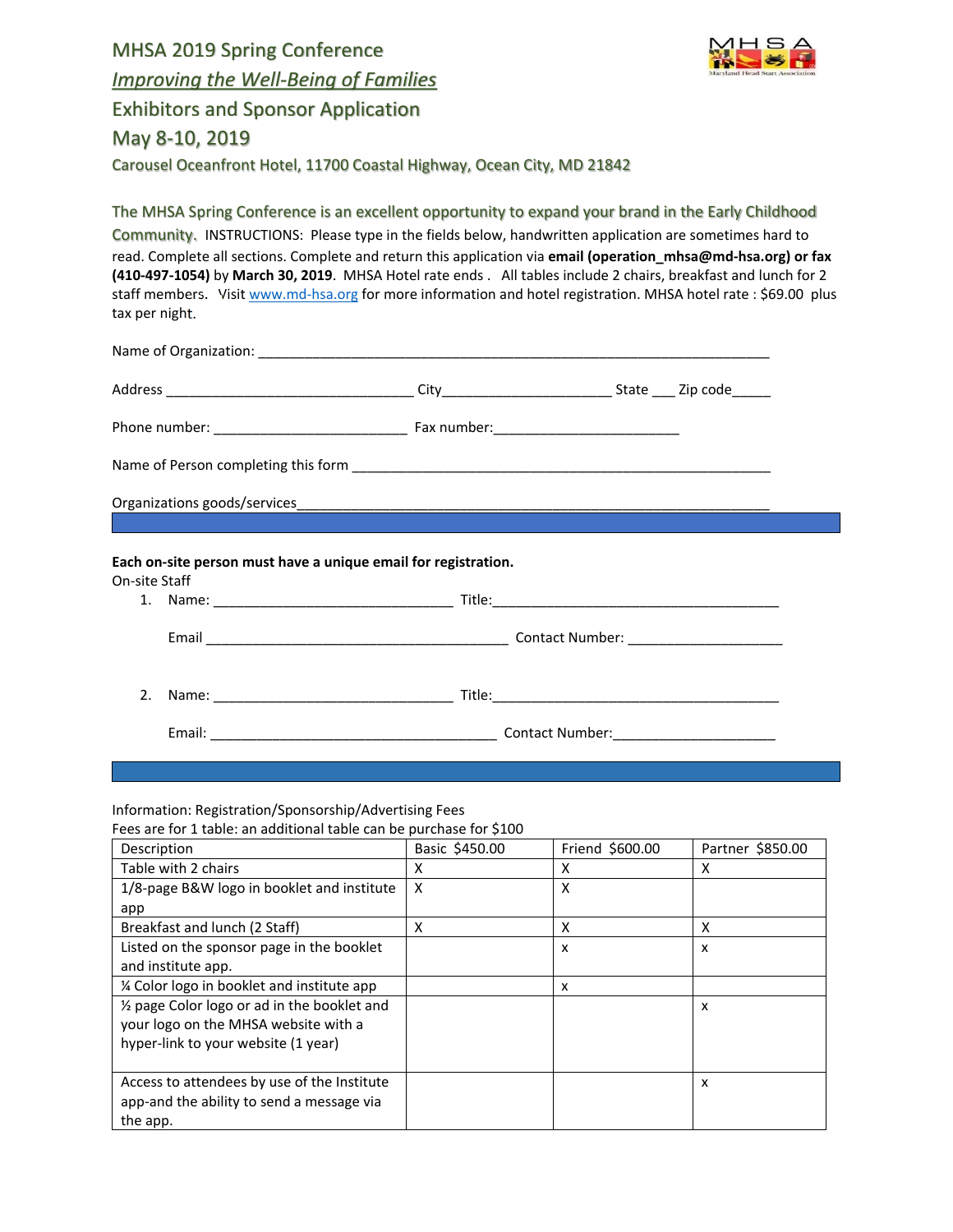# MHSA 2019 Spring Conference

## *Improving the Well-Being of Families*

## Exhibitors and Sponsor Application

## May 8-10, 2019

Carousel Oceanfront Hotel, 11700 Coastal Highway, Ocean City, MD 21842

The MHSA Spring Conference is an excellent opportunity to expand your brand in the Early Childhood Community. INSTRUCTIONS: Please type in the fields below, handwritten application are sometimes hard to read. Complete all sections. Complete and return this application via **email (operation_mhsa@md-hsa.org) or fax (410-497-1054)** by **March 30, 2019**. MHSA Hotel rate ends . All tables include 2 chairs, breakfast and lunch for 2 staff members. Visit www.md-hsa.org for more information and hotel registration. MHSA hotel rate : $69.00 plus tax per night.

Name of Organization: ______________________________________________________________________

Address ________________________________ City______________________ State ___ Zip code_____

Phone number: _________________________ Fax number:_________________________

Name of Person completing this form ________________________________________________________

Organizations goods/services_____________________________________________________________

**Each on-site person must have a unique email for registration.**

On-site Staff

1. Name: _______________________________ Title:_____________________________________

   Email _______________________________________ Contact Number: ____________________

2. Name: _______________________________ Title:_____________________________________

   Email: ______________________________________ Contact Number:_____________________

Information: Registration/Sponsorship/Advertising Fees

Fees are for 1 table: an additional table can be purchase for $100

| Description | Basic $450.00 | Friend $600.00 | Partner $850.00 |
|---|---|---|---|
| Table with 2 chairs | X | X | X |
| 1/8-page B&W logo in booklet and institute app | X | X | |
| Breakfast and lunch (2 Staff) | X | X | X |
| Listed on the sponsor page in the booklet and institute app. | | x | x |
| ¼ Color logo in booklet and institute app | | x | |
| ½ page Color logo or ad in the booklet and your logo on the MHSA website with a hyper-link to your website (1 year) | | | x |
| Access to attendees by use of the Institute app-and the ability to send a message via the app. | | | x |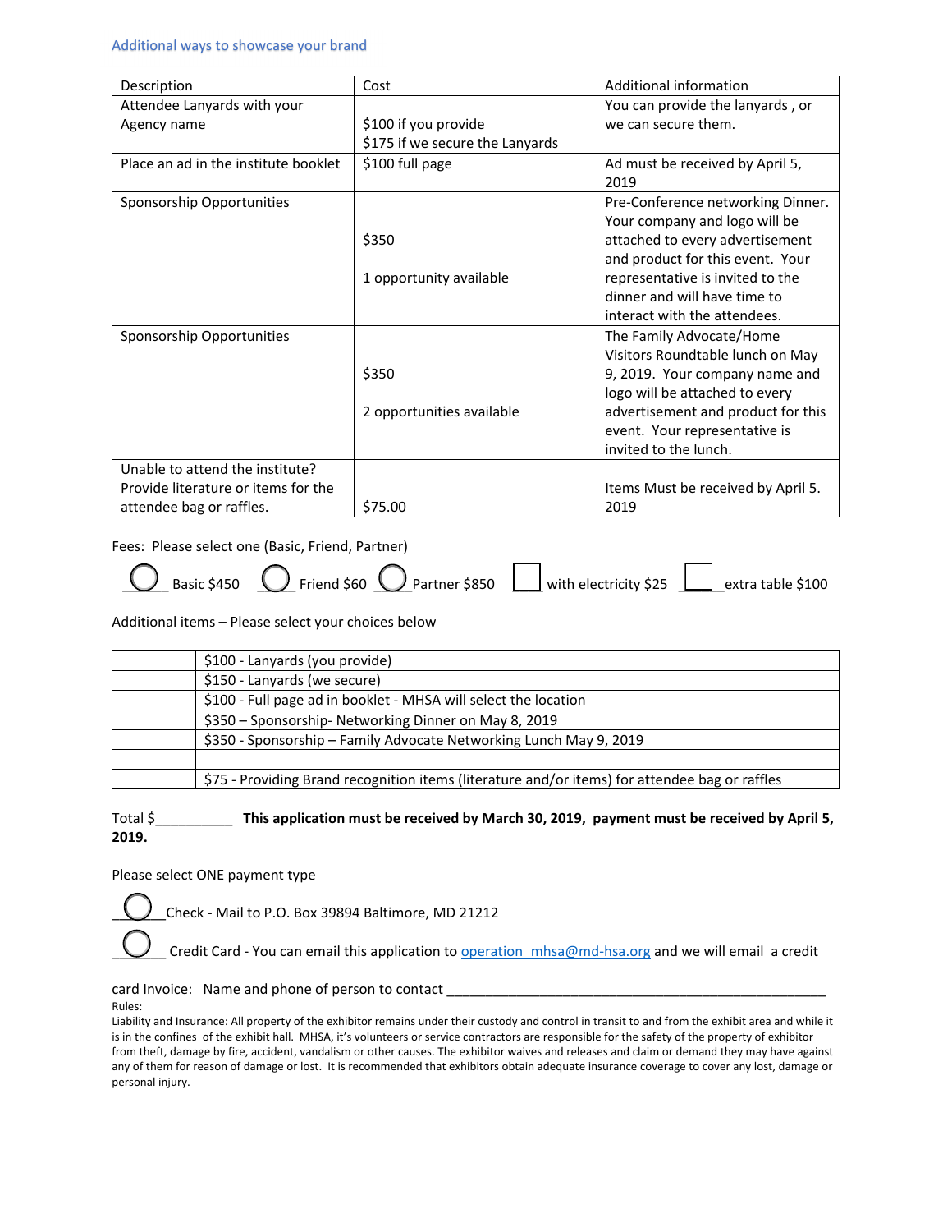## Additional ways to showcase your brand

| Description | Cost | Additional information |
|---|---|---|
| Attendee Lanyards with your Agency name | $100 if you provide<br>$175 if we secure the Lanyards | You can provide the lanyards , or we can secure them. |
| Place an ad in the institute booklet | $100 full page | Ad must be received by April 5, 2019 |
| Sponsorship Opportunities | $350<br><br>1 opportunity available | Pre-Conference networking Dinner. Your company and logo will be attached to every advertisement and product for this event. Your representative is invited to the dinner and will have time to interact with the attendees. |
| Sponsorship Opportunities | $350<br><br>2 opportunities available | The Family Advocate/Home Visitors Roundtable lunch on May 9, 2019. Your company name and logo will be attached to every advertisement and product for this event. Your representative is invited to the lunch. |
| Unable to attend the institute? Provide literature or items for the attendee bag or raffles. | $75.00 | Items Must be received by April 5. 2019 |

Fees: Please select one (Basic, Friend, Partner)

◯ Basic $450 ◯ Friend $60 ◯ Partner $850 ☐ with electricity $25 ☐ extra table $100

Additional items – Please select your choices below

| | |
|---|---|
| | $100 - Lanyards (you provide) |
| | $150 - Lanyards (we secure) |
| | $100 - Full page ad in booklet - MHSA will select the location |
| | $350 – Sponsorship- Networking Dinner on May 8, 2019 |
| | $350 - Sponsorship – Family Advocate Networking Lunch May 9, 2019 |
| | |
| | $75 - Providing Brand recognition items (literature and/or items) for attendee bag or raffles |

Total $__________ **This application must be received by March 30, 2019, payment must be received by April 5, 2019.**

Please select ONE payment type

◯ Check - Mail to P.O. Box 39894 Baltimore, MD 21212

◯ Credit Card - You can email this application to operation_mhsa@md-hsa.org and we will email a credit card Invoice: Name and phone of person to contact ____________________________________________

Rules:

Liability and Insurance: All property of the exhibitor remains under their custody and control in transit to and from the exhibit area and while it is in the confines of the exhibit hall. MHSA, it's volunteers or service contractors are responsible for the safety of the property of exhibitor from theft, damage by fire, accident, vandalism or other causes. The exhibitor waives and releases and claim or demand they may have against any of them for reason of damage or lost. It is recommended that exhibitors obtain adequate insurance coverage to cover any lost, damage or personal injury.